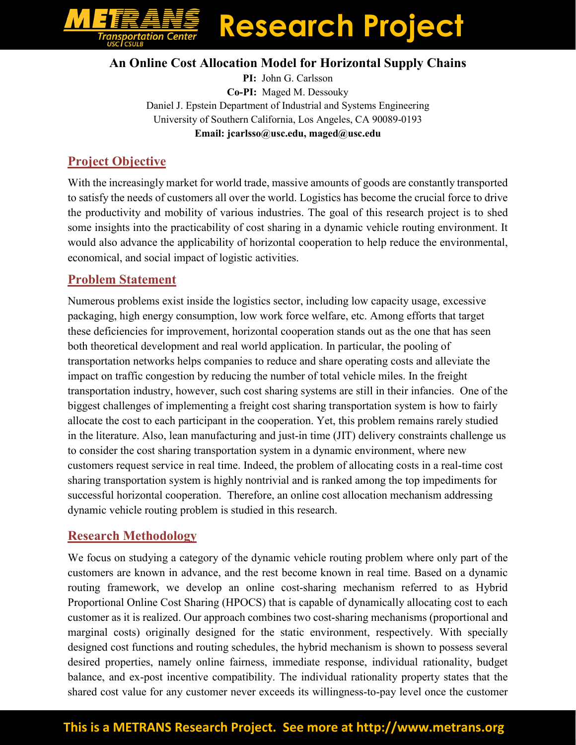# An Online Cost Allocation Model for Horizontal Supply Chains

**PI:** John G. Carlsson
**Co-PI:** Maged M. Dessouky
Daniel J. Epstein Department of Industrial and Systems Engineering
University of Southern California, Los Angeles, CA 90089-0193
**Email: jcarlsso@usc.edu, maged@usc.edu**

## Project Objective

With the increasingly market for world trade, massive amounts of goods are constantly transported to satisfy the needs of customers all over the world. Logistics has become the crucial force to drive the productivity and mobility of various industries. The goal of this research project is to shed some insights into the practicability of cost sharing in a dynamic vehicle routing environment. It would also advance the applicability of horizontal cooperation to help reduce the environmental, economical, and social impact of logistic activities.

## Problem Statement

Numerous problems exist inside the logistics sector, including low capacity usage, excessive packaging, high energy consumption, low work force welfare, etc. Among efforts that target these deficiencies for improvement, horizontal cooperation stands out as the one that has seen both theoretical development and real world application. In particular, the pooling of transportation networks helps companies to reduce and share operating costs and alleviate the impact on traffic congestion by reducing the number of total vehicle miles. In the freight transportation industry, however, such cost sharing systems are still in their infancies. One of the biggest challenges of implementing a freight cost sharing transportation system is how to fairly allocate the cost to each participant in the cooperation. Yet, this problem remains rarely studied in the literature. Also, lean manufacturing and just-in time (JIT) delivery constraints challenge us to consider the cost sharing transportation system in a dynamic environment, where new customers request service in real time. Indeed, the problem of allocating costs in a real-time cost sharing transportation system is highly nontrivial and is ranked among the top impediments for successful horizontal cooperation. Therefore, an online cost allocation mechanism addressing dynamic vehicle routing problem is studied in this research.

## Research Methodology

We focus on studying a category of the dynamic vehicle routing problem where only part of the customers are known in advance, and the rest become known in real time. Based on a dynamic routing framework, we develop an online cost-sharing mechanism referred to as Hybrid Proportional Online Cost Sharing (HPOCS) that is capable of dynamically allocating cost to each customer as it is realized. Our approach combines two cost-sharing mechanisms (proportional and marginal costs) originally designed for the static environment, respectively. With specially designed cost functions and routing schedules, the hybrid mechanism is shown to possess several desired properties, namely online fairness, immediate response, individual rationality, budget balance, and ex-post incentive compatibility. The individual rationality property states that the shared cost value for any customer never exceeds its willingness-to-pay level once the customer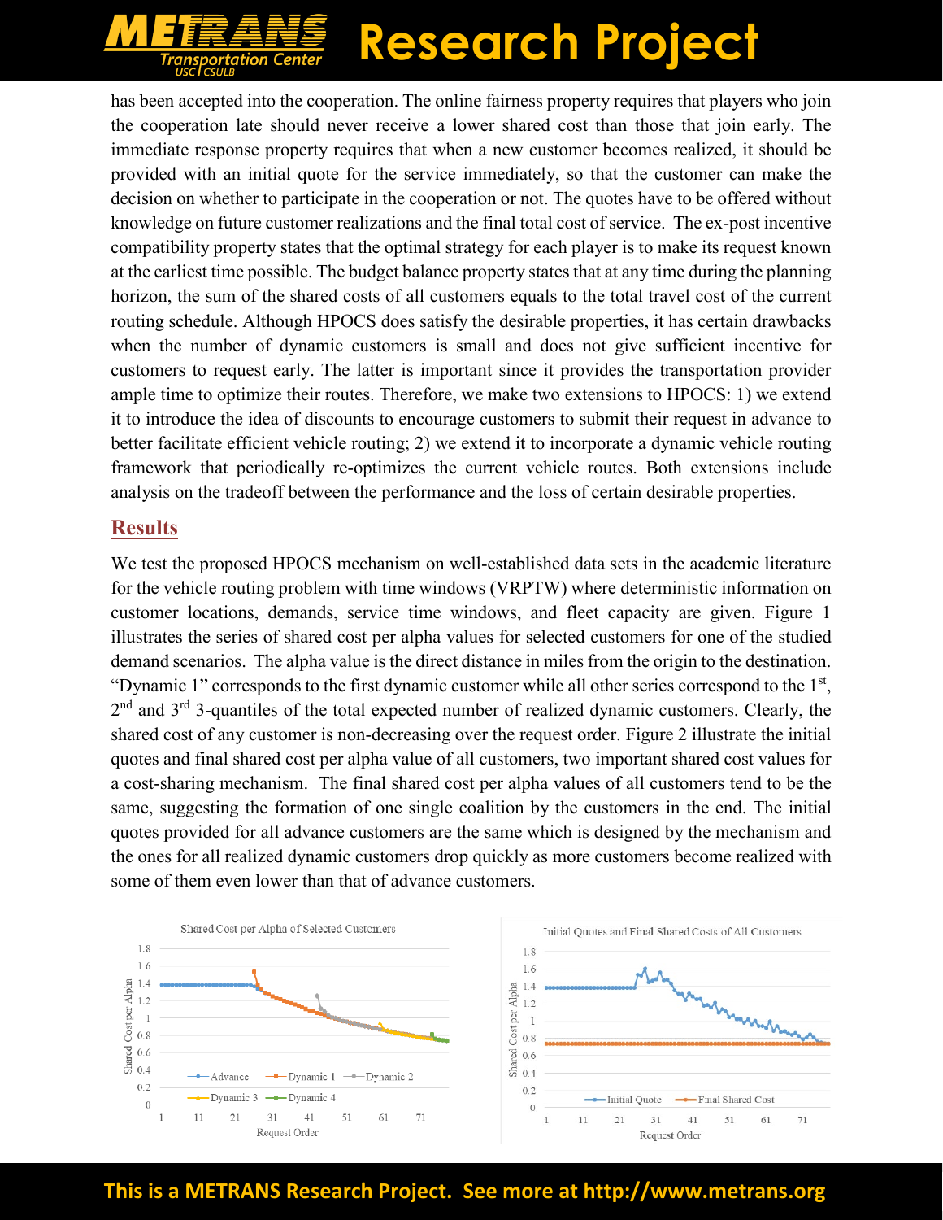has been accepted into the cooperation. The online fairness property requires that players who join the cooperation late should never receive a lower shared cost than those that join early. The immediate response property requires that when a new customer becomes realized, it should be provided with an initial quote for the service immediately, so that the customer can make the decision on whether to participate in the cooperation or not. The quotes have to be offered without knowledge on future customer realizations and the final total cost of service. The ex-post incentive compatibility property states that the optimal strategy for each player is to make its request known at the earliest time possible. The budget balance property states that at any time during the planning horizon, the sum of the shared costs of all customers equals to the total travel cost of the current routing schedule. Although HPOCS does satisfy the desirable properties, it has certain drawbacks when the number of dynamic customers is small and does not give sufficient incentive for customers to request early. The latter is important since it provides the transportation provider ample time to optimize their routes. Therefore, we make two extensions to HPOCS: 1) we extend it to introduce the idea of discounts to encourage customers to submit their request in advance to better facilitate efficient vehicle routing; 2) we extend it to incorporate a dynamic vehicle routing framework that periodically re-optimizes the current vehicle routes. Both extensions include analysis on the tradeoff between the performance and the loss of certain desirable properties.

## Results

We test the proposed HPOCS mechanism on well-established data sets in the academic literature for the vehicle routing problem with time windows (VRPTW) where deterministic information on customer locations, demands, service time windows, and fleet capacity are given. Figure 1 illustrates the series of shared cost per alpha values for selected customers for one of the studied demand scenarios. The alpha value is the direct distance in miles from the origin to the destination. "Dynamic 1" corresponds to the first dynamic customer while all other series correspond to the 1st, 2nd and 3rd 3-quantiles of the total expected number of realized dynamic customers. Clearly, the shared cost of any customer is non-decreasing over the request order. Figure 2 illustrate the initial quotes and final shared cost per alpha value of all customers, two important shared cost values for a cost-sharing mechanism. The final shared cost per alpha values of all customers tend to be the same, suggesting the formation of one single coalition by the customers in the end. The initial quotes provided for all advance customers are the same which is designed by the mechanism and the ones for all realized dynamic customers drop quickly as more customers become realized with some of them even lower than that of advance customers.

Shared Cost per Alpha of Selected Customers

Shared Cost per Alpha

1.8
1.6
1.4
1.2
1
0.8
0.6
0.4
0.2
0

1 11 21 31 41 51 61 71

Request Order

Advance, Dynamic 1, Dynamic 2, Dynamic 3, Dynamic 4

Initial Quotes and Final Shared Costs of All Customers

Shared Cost per Alpha

1.8
1.6
1.4
1.2
1
0.8
0.6
0.4
0.2
0

1 11 21 31 41 51 61 71

Request Order

Initial Quote, Final Shared Cost